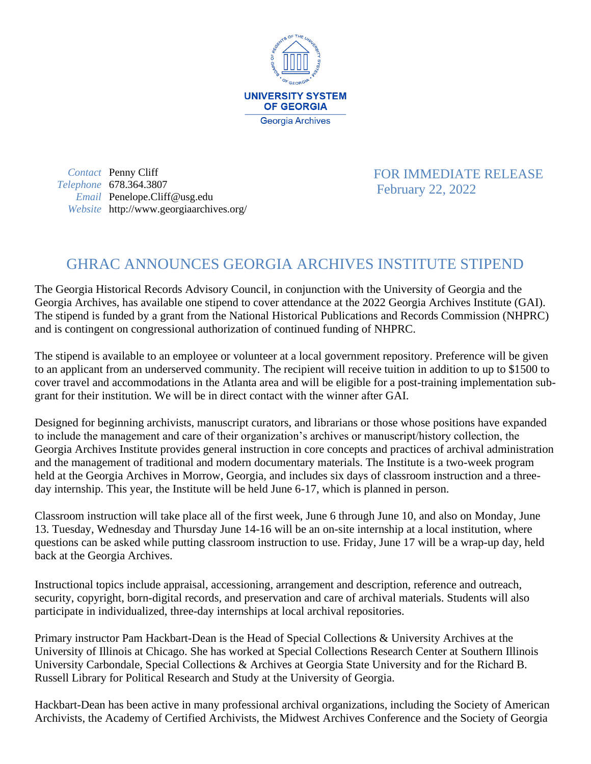UNIVERSITY SYSTEM OF GEORGIA

Georgia Archives

*Contact* Penny Cliff
*Telephone* 678.364.3807
*Email* Penelope.Cliff@usg.edu
*Website* http://www.georgiaarchives.org/

FOR IMMEDIATE RELEASE
February 22, 2022

# GHRAC ANNOUNCES GEORGIA ARCHIVES INSTITUTE STIPEND

The Georgia Historical Records Advisory Council, in conjunction with the University of Georgia and the Georgia Archives, has available one stipend to cover attendance at the 2022 Georgia Archives Institute (GAI). The stipend is funded by a grant from the National Historical Publications and Records Commission (NHPRC) and is contingent on congressional authorization of continued funding of NHPRC.

The stipend is available to an employee or volunteer at a local government repository. Preference will be given to an applicant from an underserved community. The recipient will receive tuition in addition to up to $1500 to cover travel and accommodations in the Atlanta area and will be eligible for a post-training implementation sub-grant for their institution. We will be in direct contact with the winner after GAI.

Designed for beginning archivists, manuscript curators, and librarians or those whose positions have expanded to include the management and care of their organization's archives or manuscript/history collection, the Georgia Archives Institute provides general instruction in core concepts and practices of archival administration and the management of traditional and modern documentary materials. The Institute is a two-week program held at the Georgia Archives in Morrow, Georgia, and includes six days of classroom instruction and a three-day internship. This year, the Institute will be held June 6-17, which is planned in person.

Classroom instruction will take place all of the first week, June 6 through June 10, and also on Monday, June 13. Tuesday, Wednesday and Thursday June 14-16 will be an on-site internship at a local institution, where questions can be asked while putting classroom instruction to use. Friday, June 17 will be a wrap-up day, held back at the Georgia Archives.

Instructional topics include appraisal, accessioning, arrangement and description, reference and outreach, security, copyright, born-digital records, and preservation and care of archival materials. Students will also participate in individualized, three-day internships at local archival repositories.

Primary instructor Pam Hackbart-Dean is the Head of Special Collections & University Archives at the University of Illinois at Chicago. She has worked at Special Collections Research Center at Southern Illinois University Carbondale, Special Collections & Archives at Georgia State University and for the Richard B. Russell Library for Political Research and Study at the University of Georgia.

Hackbart-Dean has been active in many professional archival organizations, including the Society of American Archivists, the Academy of Certified Archivists, the Midwest Archives Conference and the Society of Georgia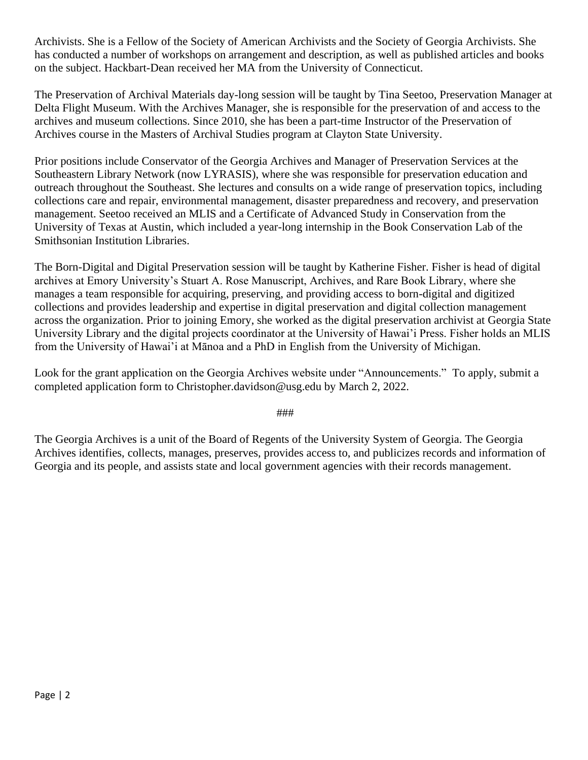Archivists. She is a Fellow of the Society of American Archivists and the Society of Georgia Archivists. She has conducted a number of workshops on arrangement and description, as well as published articles and books on the subject. Hackbart-Dean received her MA from the University of Connecticut.

The Preservation of Archival Materials day-long session will be taught by Tina Seetoo, Preservation Manager at Delta Flight Museum. With the Archives Manager, she is responsible for the preservation of and access to the archives and museum collections. Since 2010, she has been a part-time Instructor of the Preservation of Archives course in the Masters of Archival Studies program at Clayton State University.

Prior positions include Conservator of the Georgia Archives and Manager of Preservation Services at the Southeastern Library Network (now LYRASIS), where she was responsible for preservation education and outreach throughout the Southeast. She lectures and consults on a wide range of preservation topics, including collections care and repair, environmental management, disaster preparedness and recovery, and preservation management. Seetoo received an MLIS and a Certificate of Advanced Study in Conservation from the University of Texas at Austin, which included a year-long internship in the Book Conservation Lab of the Smithsonian Institution Libraries.

The Born-Digital and Digital Preservation session will be taught by Katherine Fisher. Fisher is head of digital archives at Emory University's Stuart A. Rose Manuscript, Archives, and Rare Book Library, where she manages a team responsible for acquiring, preserving, and providing access to born-digital and digitized collections and provides leadership and expertise in digital preservation and digital collection management across the organization. Prior to joining Emory, she worked as the digital preservation archivist at Georgia State University Library and the digital projects coordinator at the University of Hawai'i Press. Fisher holds an MLIS from the University of Hawai'i at Mānoa and a PhD in English from the University of Michigan.

Look for the grant application on the Georgia Archives website under "Announcements." To apply, submit a completed application form to Christopher.davidson@usg.edu by March 2, 2022.

###

The Georgia Archives is a unit of the Board of Regents of the University System of Georgia. The Georgia Archives identifies, collects, manages, preserves, provides access to, and publicizes records and information of Georgia and its people, and assists state and local government agencies with their records management.